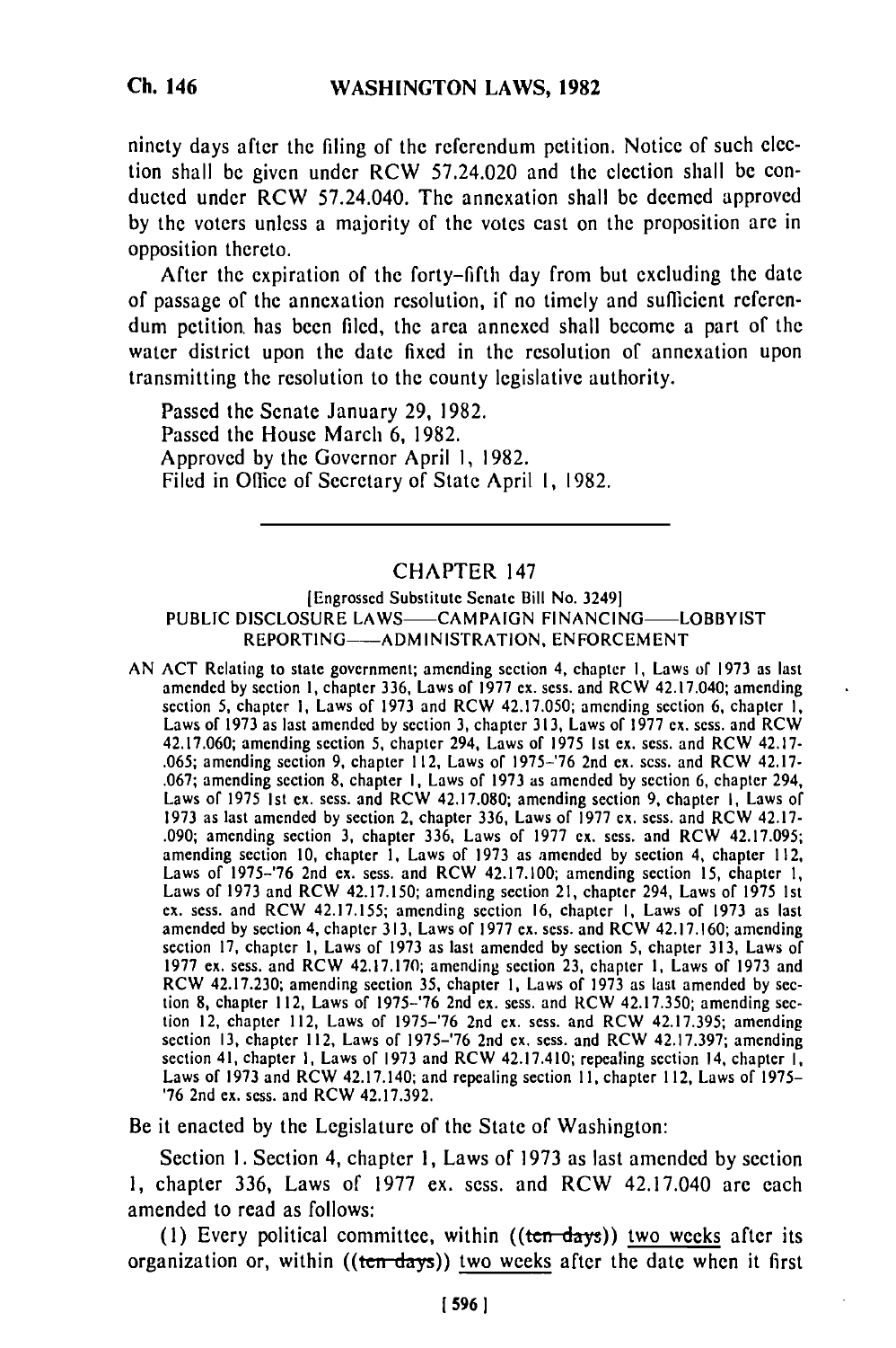ninety days after the filing of the referendum petition. Notice of such election shall be given under RCW 57.24.020 and the election shall be conducted under RCW 57.24.040. The annexation shall be deemed approved by the voters unless a majority of the votes cast on the proposition are in opposition thereto.

After the expiration of the forty-fifth day from but excluding the date of passage of the annexation resolution, if no timely and sufficient referendum petition has been filed, the area annexed shall become a part of the water district upon the date fixed in the resolution of annexation upon transmitting the resolution to the county legislative authority.

Passed the Senate January 29, 1982.
Passed the House March 6, 1982.
Approved by the Governor April 1, 1982.
Filed in Office of Secretary of State April 1, 1982.

---

## CHAPTER 147

[Engrossed Substitute Senate Bill No. 3249]

PUBLIC DISCLOSURE LAWS——CAMPAIGN FINANCING——LOBBYIST REPORTING——ADMINISTRATION, ENFORCEMENT

AN ACT Relating to state government; amending section 4, chapter 1, Laws of 1973 as last amended by section 1, chapter 336, Laws of 1977 ex. sess. and RCW 42.17.040; amending section 5, chapter 1, Laws of 1973 and RCW 42.17.050; amending section 6, chapter 1, Laws of 1973 as last amended by section 3, chapter 313, Laws of 1977 ex. sess. and RCW 42.17.060; amending section 5, chapter 294, Laws of 1975 1st ex. sess. and RCW 42.17-.065; amending section 9, chapter 112, Laws of 1975-'76 2nd ex. sess. and RCW 42.17-.067; amending section 8, chapter 1, Laws of 1973 as amended by section 6, chapter 294, Laws of 1975 1st ex. sess. and RCW 42.17.080; amending section 9, chapter 1, Laws of 1973 as last amended by section 2, chapter 336, Laws of 1977 ex. sess. and RCW 42.17-.090; amending section 3, chapter 336, Laws of 1977 ex. sess. and RCW 42.17.095; amending section 10, chapter 1, Laws of 1973 as amended by section 4, chapter 112, Laws of 1975-'76 2nd ex. sess. and RCW 42.17.100; amending section 15, chapter 1, Laws of 1973 and RCW 42.17.150; amending section 21, chapter 294, Laws of 1975 1st ex. sess. and RCW 42.17.155; amending section 16, chapter 1, Laws of 1973 as last amended by section 4, chapter 313, Laws of 1977 ex. sess. and RCW 42.17.160; amending section 17, chapter 1, Laws of 1973 as last amended by section 5, chapter 313, Laws of 1977 ex. sess. and RCW 42.17.170; amending section 23, chapter 1, Laws of 1973 and RCW 42.17.230; amending section 35, chapter 1, Laws of 1973 as last amended by section 8, chapter 112, Laws of 1975-'76 2nd ex. sess. and RCW 42.17.350; amending section 12, chapter 112, Laws of 1975-'76 2nd ex. sess. and RCW 42.17.395; amending section 13, chapter 112, Laws of 1975-'76 2nd ex. sess. and RCW 42.17.397; amending section 41, chapter 1, Laws of 1973 and RCW 42.17.410; repealing section 14, chapter 1, Laws of 1973 and RCW 42.17.140; and repealing section 11, chapter 112, Laws of 1975-'76 2nd ex. sess. and RCW 42.17.392.

Be it enacted by the Legislature of the State of Washington:

Section 1. Section 4, chapter 1, Laws of 1973 as last amended by section 1, chapter 336, Laws of 1977 ex. sess. and RCW 42.17.040 are each amended to read as follows:

(1) Every political committee, within ((~~ten days~~)) two weeks after its organization or, within ((~~ten days~~)) two weeks after the date when it first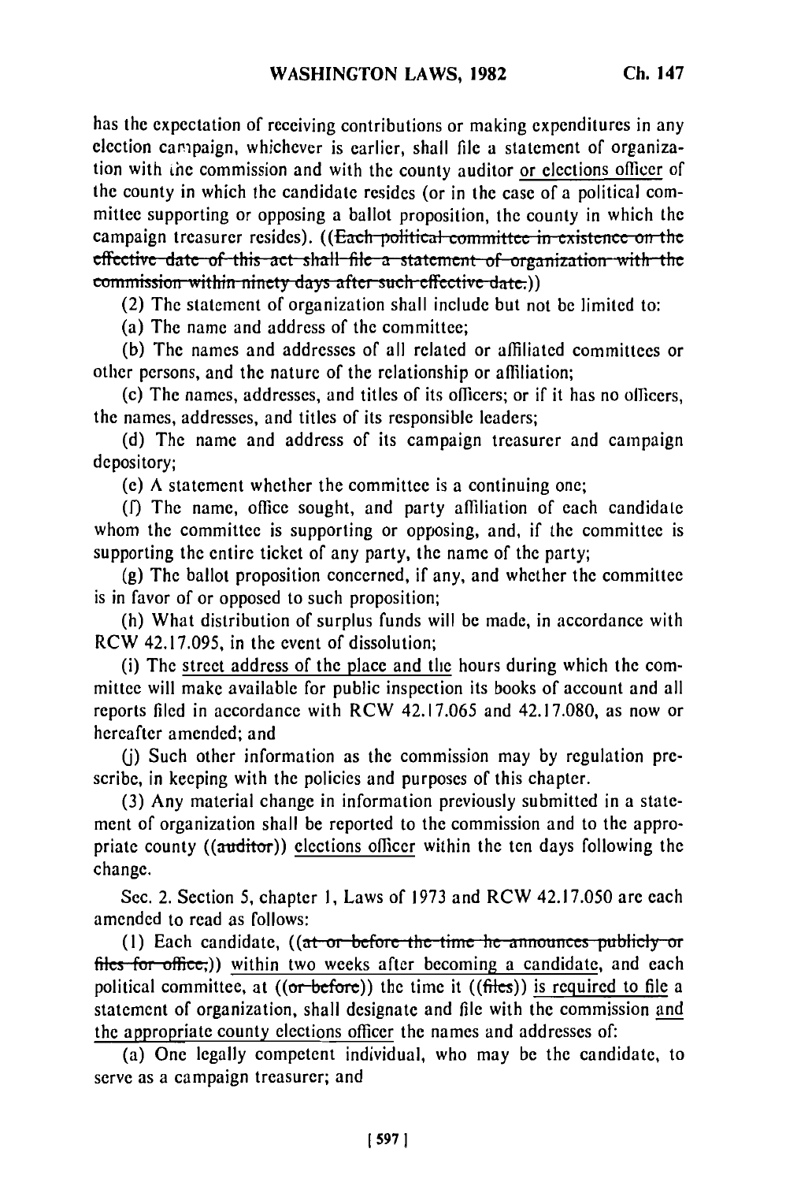has the expectation of receiving contributions or making expenditures in any election campaign, whichever is earlier, shall file a statement of organization with the commission and with the county auditor or elections officer of the county in which the candidate resides (or in the case of a political committee supporting or opposing a ballot proposition, the county in which the campaign treasurer resides). ((~~Each political committee in existence on the effective date of this act shall file a statement of organization with the commission within ninety days after such effective date.~~))

(2) The statement of organization shall include but not be limited to:

(a) The name and address of the committee;

(b) The names and addresses of all related or affiliated committees or other persons, and the nature of the relationship or affiliation;

(c) The names, addresses, and titles of its officers; or if it has no officers, the names, addresses, and titles of its responsible leaders;

(d) The name and address of its campaign treasurer and campaign depository;

(e) A statement whether the committee is a continuing one;

(f) The name, office sought, and party affiliation of each candidate whom the committee is supporting or opposing, and, if the committee is supporting the entire ticket of any party, the name of the party;

(g) The ballot proposition concerned, if any, and whether the committee is in favor of or opposed to such proposition;

(h) What distribution of surplus funds will be made, in accordance with RCW 42.17.095, in the event of dissolution;

(i) The street address of the place and the hours during which the committee will make available for public inspection its books of account and all reports filed in accordance with RCW 42.17.065 and 42.17.080, as now or hereafter amended; and

(j) Such other information as the commission may by regulation prescribe, in keeping with the policies and purposes of this chapter.

(3) Any material change in information previously submitted in a statement of organization shall be reported to the commission and to the appropriate county ((~~auditor~~)) elections officer within the ten days following the change.

Sec. 2. Section 5, chapter 1, Laws of 1973 and RCW 42.17.050 are each amended to read as follows:

(1) Each candidate, ((~~at or before the time he announces publicly or files for office,~~)) within two weeks after becoming a candidate, and each political committee, at ((~~or before~~)) the time it ((~~files~~)) is required to file a statement of organization, shall designate and file with the commission and the appropriate county elections officer the names and addresses of:

(a) One legally competent individual, who may be the candidate, to serve as a campaign treasurer; and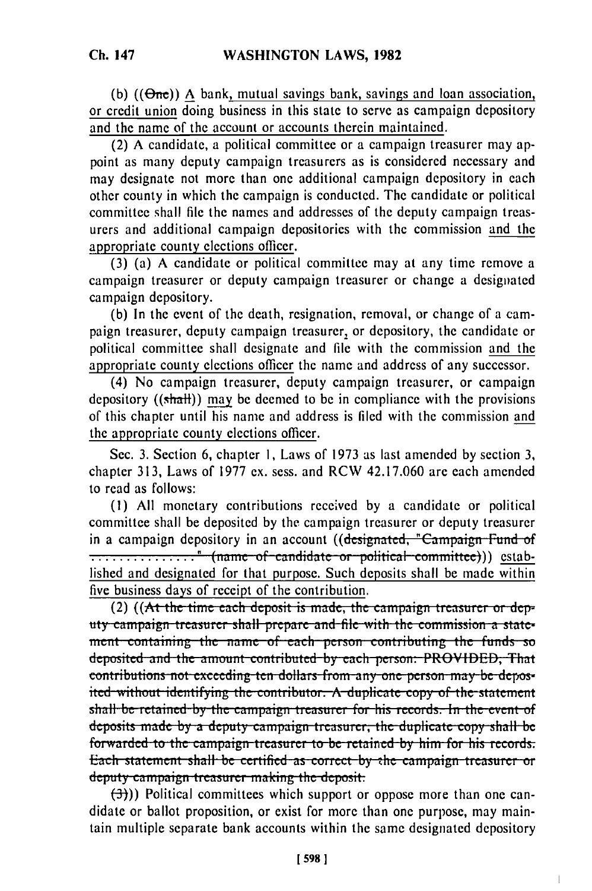(b) ((~~One~~)) A bank, mutual savings bank, savings and loan association, or credit union doing business in this state to serve as campaign depository and the name of the account or accounts therein maintained.

(2) A candidate, a political committee or a campaign treasurer may appoint as many deputy campaign treasurers as is considered necessary and may designate not more than one additional campaign depository in each other county in which the campaign is conducted. The candidate or political committee shall file the names and addresses of the deputy campaign treasurers and additional campaign depositories with the commission and the appropriate county elections officer.

(3) (a) A candidate or political committee may at any time remove a campaign treasurer or deputy campaign treasurer or change a designated campaign depository.

(b) In the event of the death, resignation, removal, or change of a campaign treasurer, deputy campaign treasurer, or depository, the candidate or political committee shall designate and file with the commission and the appropriate county elections officer the name and address of any successor.

(4) No campaign treasurer, deputy campaign treasurer, or campaign depository ((~~shall~~)) may be deemed to be in compliance with the provisions of this chapter until his name and address is filed with the commission and the appropriate county elections officer.

Sec. 3. Section 6, chapter 1, Laws of 1973 as last amended by section 3, chapter 313, Laws of 1977 ex. sess. and RCW 42.17.060 are each amended to read as follows:

(1) All monetary contributions received by a candidate or political committee shall be deposited by the campaign treasurer or deputy treasurer in a campaign depository in an account ((~~designated, "Campaign Fund of ............" (name of candidate or political committee)~~)) established and designated for that purpose. Such deposits shall be made within five business days of receipt of the contribution.

(2) ((~~At the time each deposit is made, the campaign treasurer or deputy campaign treasurer shall prepare and file with the commission a statement containing the name of each person contributing the funds so deposited and the amount contributed by each person: PROVIDED, That contributions not exceeding ten dollars from any one person may be deposited without identifying the contributor. A duplicate copy of the statement shall be retained by the campaign treasurer for his records. In the event of deposits made by a deputy campaign treasurer, the duplicate copy shall be forwarded to the campaign treasurer to be retained by him for his records. Each statement shall be certified as correct by the campaign treasurer or deputy campaign treasurer making the deposit.~~

~~(3)~~)) Political committees which support or oppose more than one candidate or ballot proposition, or exist for more than one purpose, may maintain multiple separate bank accounts within the same designated depository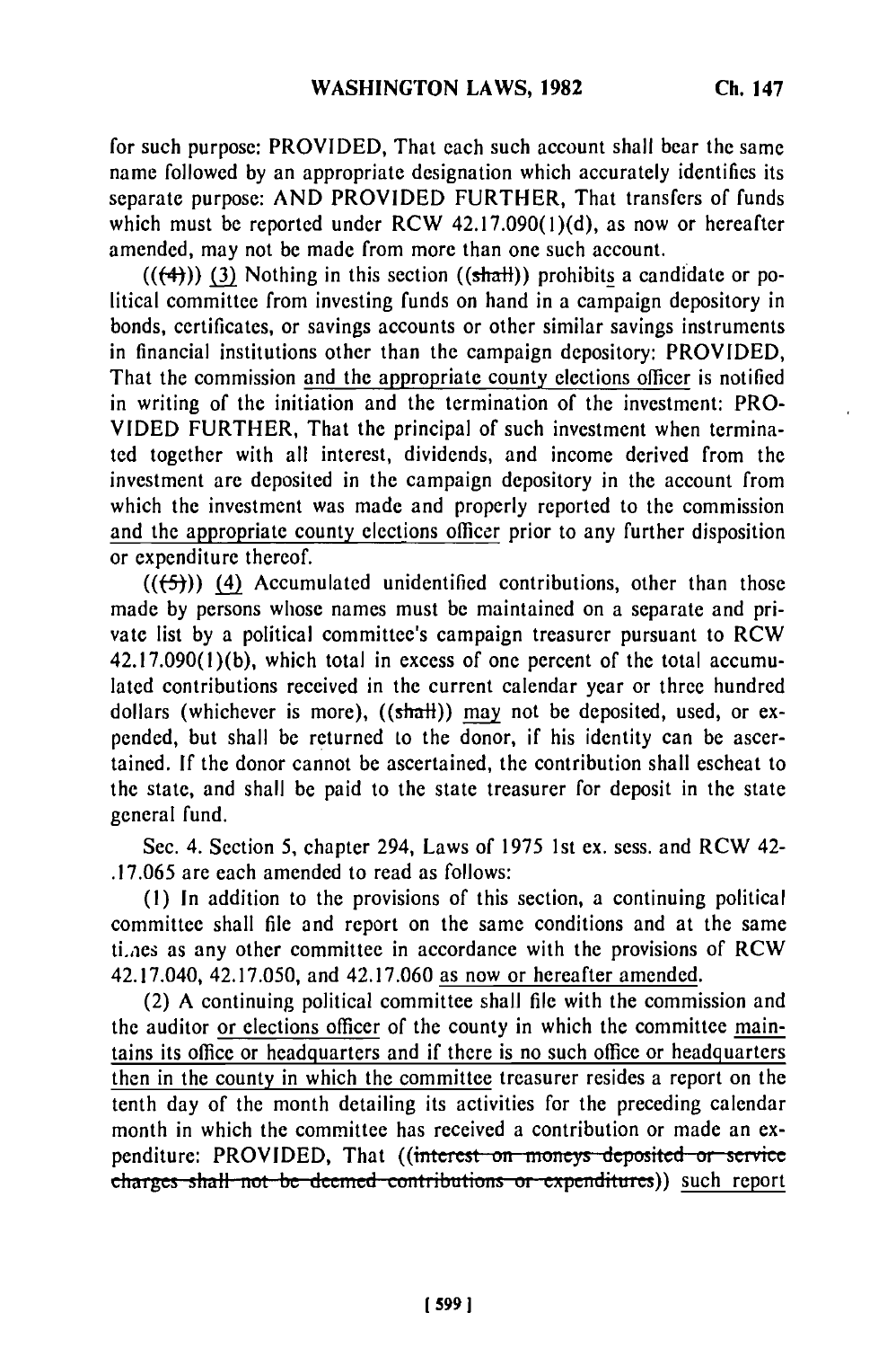for such purpose: PROVIDED, That each such account shall bear the same name followed by an appropriate designation which accurately identifies its separate purpose: AND PROVIDED FURTHER, That transfers of funds which must be reported under RCW 42.17.090(1)(d), as now or hereafter amended, may not be made from more than one such account.

(((4))) (3) Nothing in this section ((shall)) prohibits a candidate or political committee from investing funds on hand in a campaign depository in bonds, certificates, or savings accounts or other similar savings instruments in financial institutions other than the campaign depository: PROVIDED, That the commission and the appropriate county elections officer is notified in writing of the initiation and the termination of the investment: PROVIDED FURTHER, That the principal of such investment when terminated together with all interest, dividends, and income derived from the investment are deposited in the campaign depository in the account from which the investment was made and properly reported to the commission and the appropriate county elections officer prior to any further disposition or expenditure thereof.

(((5))) (4) Accumulated unidentified contributions, other than those made by persons whose names must be maintained on a separate and private list by a political committee's campaign treasurer pursuant to RCW 42.17.090(1)(b), which total in excess of one percent of the total accumulated contributions received in the current calendar year or three hundred dollars (whichever is more), ((shall)) may not be deposited, used, or expended, but shall be returned to the donor, if his identity can be ascertained. If the donor cannot be ascertained, the contribution shall escheat to the state, and shall be paid to the state treasurer for deposit in the state general fund.

Sec. 4. Section 5, chapter 294, Laws of 1975 1st ex. sess. and RCW 42.17.065 are each amended to read as follows:

(1) In addition to the provisions of this section, a continuing political committee shall file and report on the same conditions and at the same times as any other committee in accordance with the provisions of RCW 42.17.040, 42.17.050, and 42.17.060 as now or hereafter amended.

(2) A continuing political committee shall file with the commission and the auditor or elections officer of the county in which the committee maintains its office or headquarters and if there is no such office or headquarters then in the county in which the committee treasurer resides a report on the tenth day of the month detailing its activities for the preceding calendar month in which the committee has received a contribution or made an expenditure: PROVIDED, That ((interest on moneys deposited or service charges shall not be deemed contributions or expenditures)) such report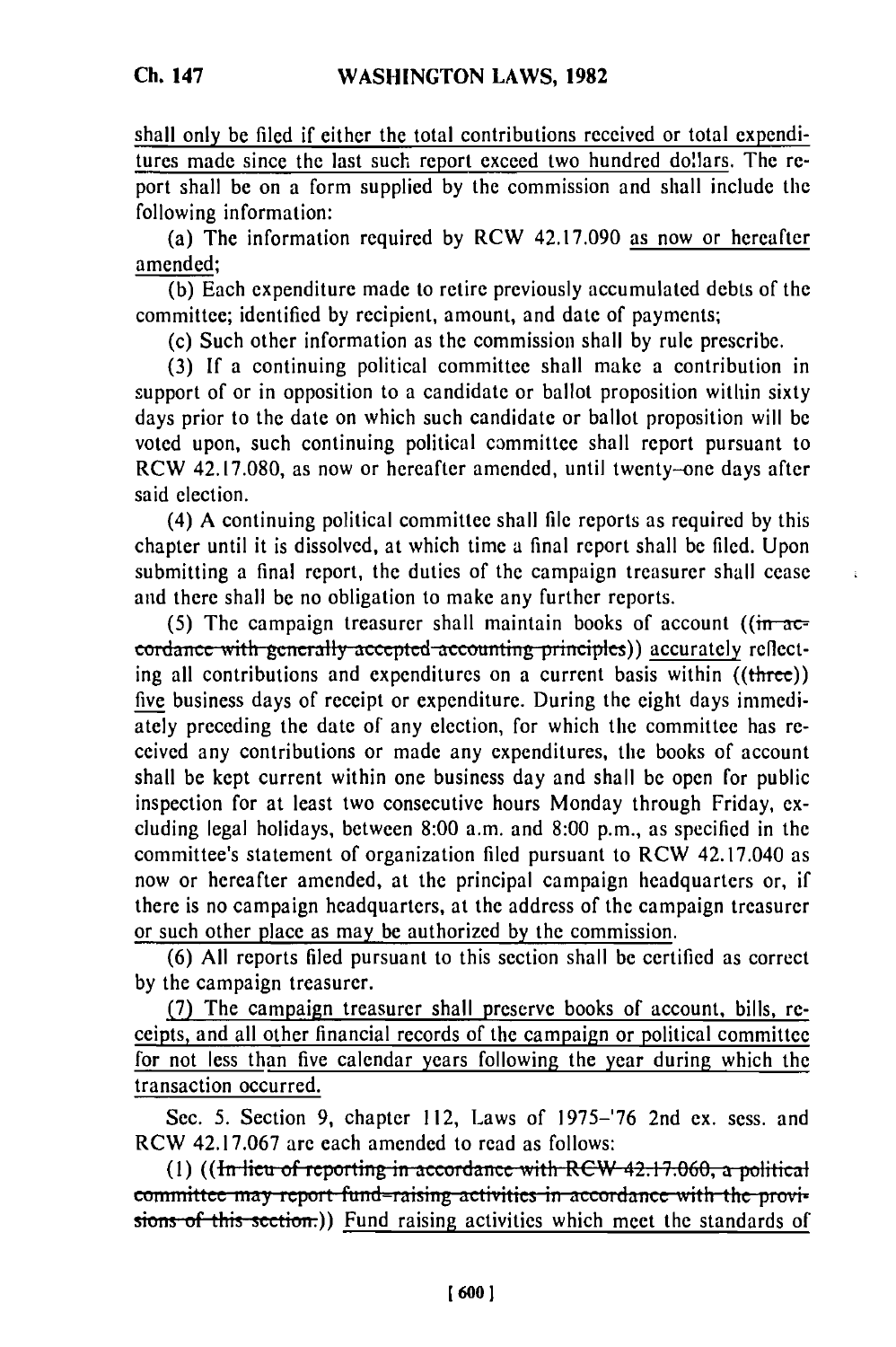shall only be filed if either the total contributions received or total expenditures made since the last such report exceed two hundred dollars. The report shall be on a form supplied by the commission and shall include the following information:

(a) The information required by RCW 42.17.090 as now or hereafter amended;

(b) Each expenditure made to retire previously accumulated debts of the committee; identified by recipient, amount, and date of payments;

(c) Such other information as the commission shall by rule prescribe.

(3) If a continuing political committee shall make a contribution in support of or in opposition to a candidate or ballot proposition within sixty days prior to the date on which such candidate or ballot proposition will be voted upon, such continuing political committee shall report pursuant to RCW 42.17.080, as now or hereafter amended, until twenty-one days after said election.

(4) A continuing political committee shall file reports as required by this chapter until it is dissolved, at which time a final report shall be filed. Upon submitting a final report, the duties of the campaign treasurer shall cease and there shall be no obligation to make any further reports.

(5) The campaign treasurer shall maintain books of account ((~~in accordance with generally accepted accounting principles~~)) accurately reflecting all contributions and expenditures on a current basis within ((~~three~~)) five business days of receipt or expenditure. During the eight days immediately preceding the date of any election, for which the committee has received any contributions or made any expenditures, the books of account shall be kept current within one business day and shall be open for public inspection for at least two consecutive hours Monday through Friday, excluding legal holidays, between 8:00 a.m. and 8:00 p.m., as specified in the committee's statement of organization filed pursuant to RCW 42.17.040 as now or hereafter amended, at the principal campaign headquarters or, if there is no campaign headquarters, at the address of the campaign treasurer or such other place as may be authorized by the commission.

(6) All reports filed pursuant to this section shall be certified as correct by the campaign treasurer.

(7) The campaign treasurer shall preserve books of account, bills, receipts, and all other financial records of the campaign or political committee for not less than five calendar years following the year during which the transaction occurred.

Sec. 5. Section 9, chapter 112, Laws of 1975-'76 2nd ex. sess. and RCW 42.17.067 are each amended to read as follows:

(1) ((~~In lieu of reporting in accordance with RCW 42.17.060, a political committee may report fund-raising activities in accordance with the provisions of this section.~~)) Fund raising activities which meet the standards of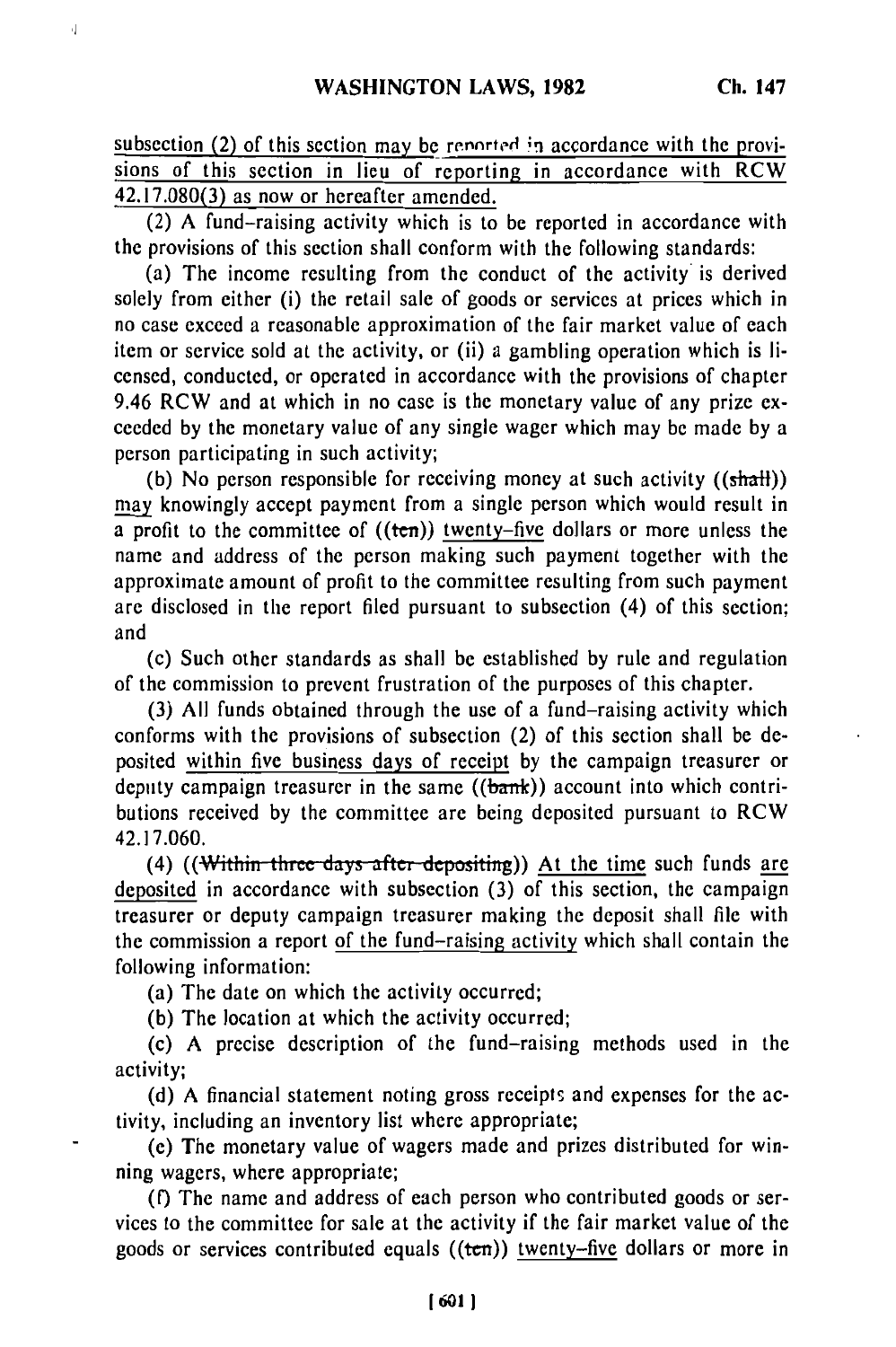subsection (2) of this section may be reported in accordance with the provisions of this section in lieu of reporting in accordance with RCW 42.17.080(3) as now or hereafter amended.

(2) A fund-raising activity which is to be reported in accordance with the provisions of this section shall conform with the following standards:

(a) The income resulting from the conduct of the activity is derived solely from either (i) the retail sale of goods or services at prices which in no case exceed a reasonable approximation of the fair market value of each item or service sold at the activity, or (ii) a gambling operation which is licensed, conducted, or operated in accordance with the provisions of chapter 9.46 RCW and at which in no case is the monetary value of any prize exceeded by the monetary value of any single wager which may be made by a person participating in such activity;

(b) No person responsible for receiving money at such activity ((~~shall~~)) may knowingly accept payment from a single person which would result in a profit to the committee of ((~~ten~~)) twenty-five dollars or more unless the name and address of the person making such payment together with the approximate amount of profit to the committee resulting from such payment are disclosed in the report filed pursuant to subsection (4) of this section; and

(c) Such other standards as shall be established by rule and regulation of the commission to prevent frustration of the purposes of this chapter.

(3) All funds obtained through the use of a fund-raising activity which conforms with the provisions of subsection (2) of this section shall be deposited within five business days of receipt by the campaign treasurer or deputy campaign treasurer in the same ((~~bank~~)) account into which contributions received by the committee are being deposited pursuant to RCW 42.17.060.

(4) ((~~Within three days after depositing~~)) At the time such funds are deposited in accordance with subsection (3) of this section, the campaign treasurer or deputy campaign treasurer making the deposit shall file with the commission a report of the fund-raising activity which shall contain the following information:

(a) The date on which the activity occurred;

(b) The location at which the activity occurred;

(c) A precise description of the fund-raising methods used in the activity;

(d) A financial statement noting gross receipts and expenses for the activity, including an inventory list where appropriate;

(e) The monetary value of wagers made and prizes distributed for winning wagers, where appropriate;

(f) The name and address of each person who contributed goods or services to the committee for sale at the activity if the fair market value of the goods or services contributed equals ((~~ten~~)) twenty-five dollars or more in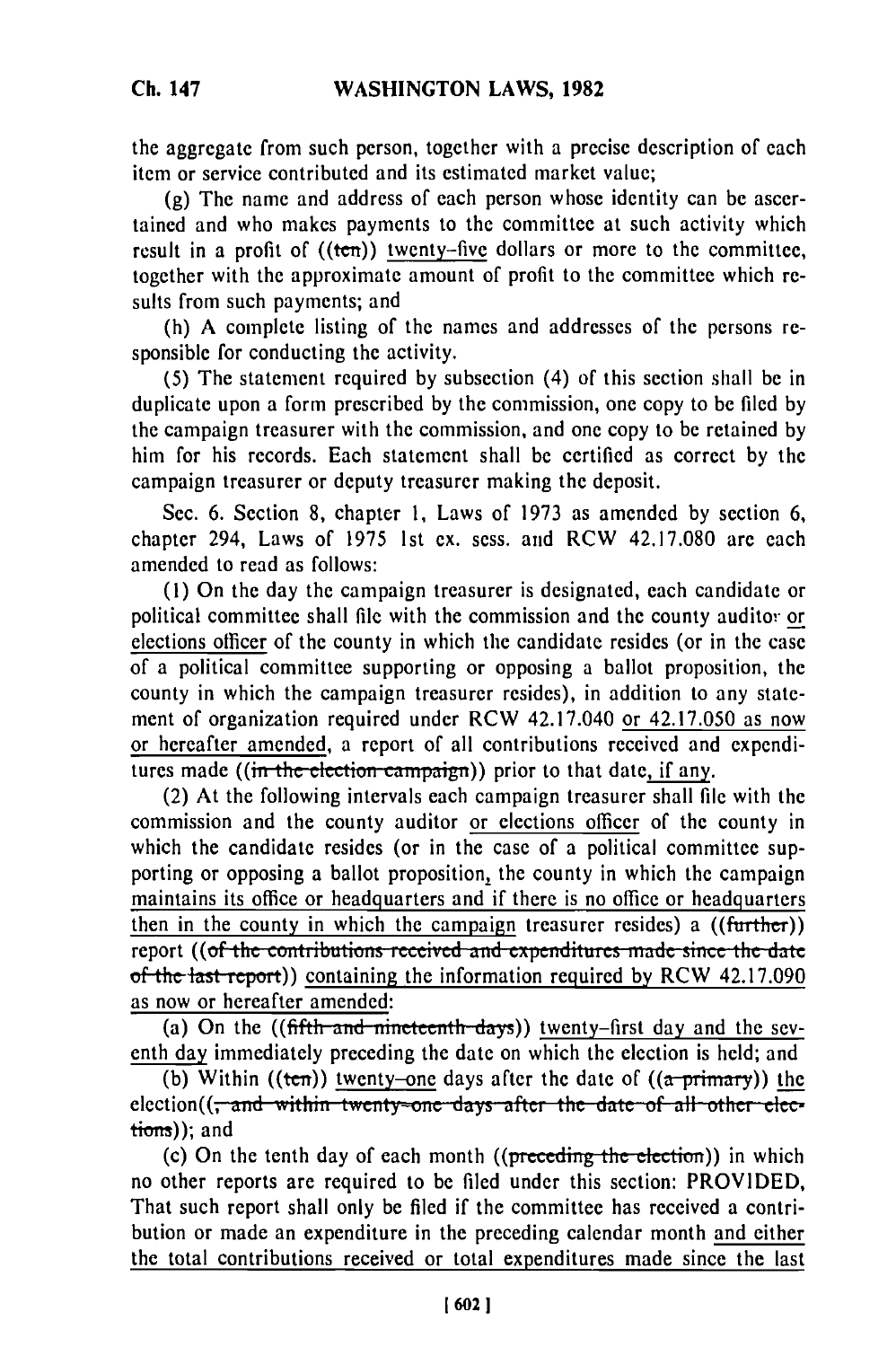the aggregate from such person, together with a precise description of each item or service contributed and its estimated market value;

(g) The name and address of each person whose identity can be ascertained and who makes payments to the committee at such activity which result in a profit of ((~~ten~~)) twenty-five dollars or more to the committee, together with the approximate amount of profit to the committee which results from such payments; and

(h) A complete listing of the names and addresses of the persons responsible for conducting the activity.

(5) The statement required by subsection (4) of this section shall be in duplicate upon a form prescribed by the commission, one copy to be filed by the campaign treasurer with the commission, and one copy to be retained by him for his records. Each statement shall be certified as correct by the campaign treasurer or deputy treasurer making the deposit.

Sec. 6. Section 8, chapter 1, Laws of 1973 as amended by section 6, chapter 294, Laws of 1975 1st ex. sess. and RCW 42.17.080 are each amended to read as follows:

(1) On the day the campaign treasurer is designated, each candidate or political committee shall file with the commission and the county auditor or elections officer of the county in which the candidate resides (or in the case of a political committee supporting or opposing a ballot proposition, the county in which the campaign treasurer resides), in addition to any statement of organization required under RCW 42.17.040 or 42.17.050 as now or hereafter amended, a report of all contributions received and expenditures made ((~~in the election campaign~~)) prior to that date, if any.

(2) At the following intervals each campaign treasurer shall file with the commission and the county auditor or elections officer of the county in which the candidate resides (or in the case of a political committee supporting or opposing a ballot proposition, the county in which the campaign maintains its office or headquarters and if there is no office or headquarters then in the county in which the campaign treasurer resides) a ((~~further~~)) report ((~~of the contributions received and expenditures made since the date of the last report~~)) containing the information required by RCW 42.17.090 as now or hereafter amended:

(a) On the ((~~fifth and nineteenth days~~)) twenty-first day and the seventh day immediately preceding the date on which the election is held; and

(b) Within ((~~ten~~)) twenty-one days after the date of ((~~a primary~~)) the election((~~, and within twenty-one days after the date of all other elections~~)); and

(c) On the tenth day of each month ((~~preceding the election~~)) in which no other reports are required to be filed under this section: PROVIDED, That such report shall only be filed if the committee has received a contribution or made an expenditure in the preceding calendar month and either the total contributions received or total expenditures made since the last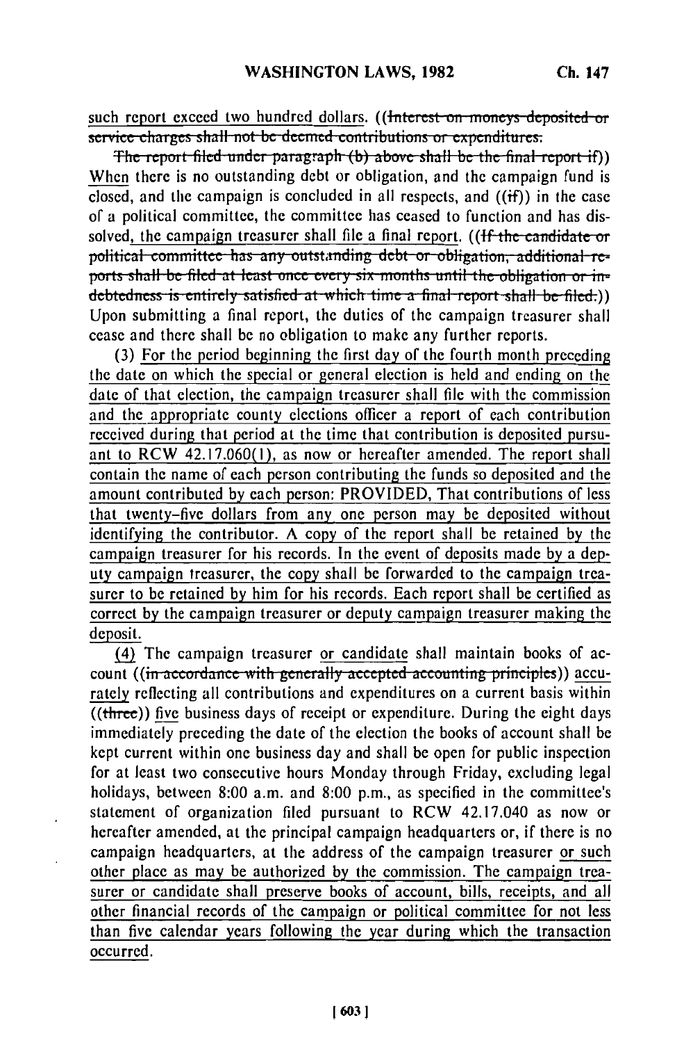such report exceed two hundred dollars. ((~~Interest on moneys deposited or service charges shall not be deemed contributions or expenditures.~~

~~The report filed under paragraph (b) above shall be the final report if~~)) When there is no outstanding debt or obligation, and the campaign fund is closed, and the campaign is concluded in all respects, and ((~~if~~)) in the case of a political committee, the committee has ceased to function and has dissolved, the campaign treasurer shall file a final report. ((~~If the candidate or political committee has any outstanding debt or obligation, additional reports shall be filed at least once every six months until the obligation or indebtedness is entirely satisfied at which time a final report shall be filed.~~)) Upon submitting a final report, the duties of the campaign treasurer shall cease and there shall be no obligation to make any further reports.

(3) <u>For the period beginning the first day of the fourth month preceding the date on which the special or general election is held and ending on the date of that election, the campaign treasurer shall file with the commission and the appropriate county elections officer a report of each contribution received during that period at the time that contribution is deposited pursuant to RCW 42.17.060(1), as now or hereafter amended. The report shall contain the name of each person contributing the funds so deposited and the amount contributed by each person: PROVIDED, That contributions of less that twenty-five dollars from any one person may be deposited without identifying the contributor. A copy of the report shall be retained by the campaign treasurer for his records. In the event of deposits made by a deputy campaign treasurer, the copy shall be forwarded to the campaign treasurer to be retained by him for his records. Each report shall be certified as correct by the campaign treasurer or deputy campaign treasurer making the deposit.</u>

<u>(4)</u> The campaign treasurer <u>or candidate</u> shall maintain books of account ((~~in accordance with generally accepted accounting principles~~)) <u>accurately</u> reflecting all contributions and expenditures on a current basis within ((~~three~~)) <u>five</u> business days of receipt or expenditure. During the eight days immediately preceding the date of the election the books of account shall be kept current within one business day and shall be open for public inspection for at least two consecutive hours Monday through Friday, excluding legal holidays, between 8:00 a.m. and 8:00 p.m., as specified in the committee's statement of organization filed pursuant to RCW 42.17.040 as now or hereafter amended, at the principal campaign headquarters or, if there is no campaign headquarters, at the address of the campaign treasurer <u>or such other place as may be authorized by the commission. The campaign treasurer or candidate shall preserve books of account, bills, receipts, and all other financial records of the campaign or political committee for not less than five calendar years following the year during which the transaction occurred.</u>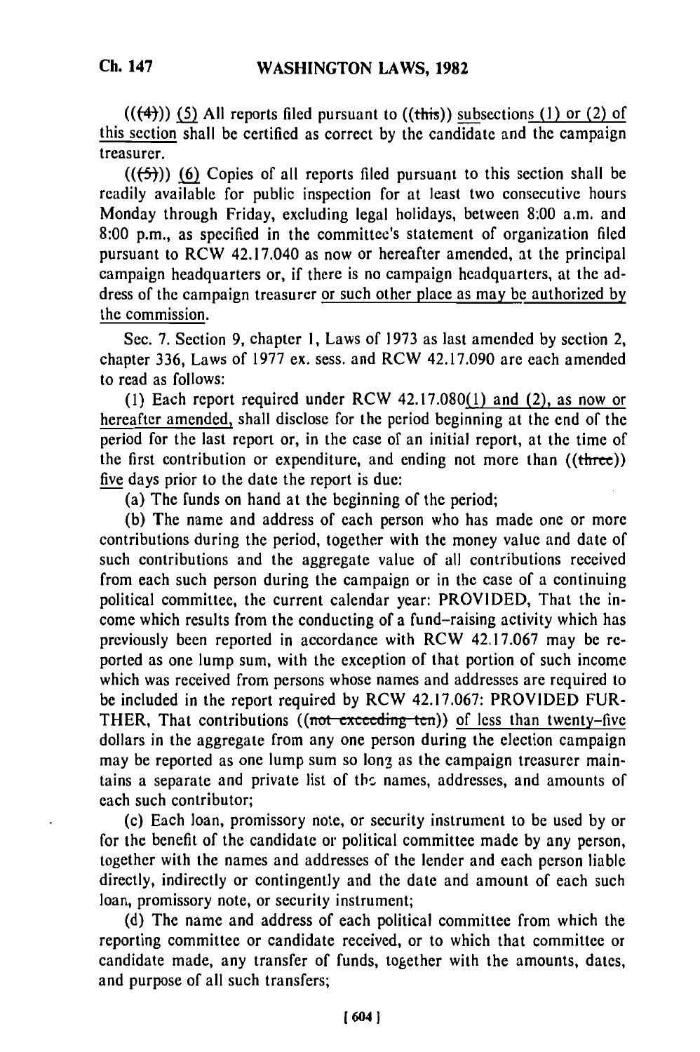(((4))) (5) All reports filed pursuant to ((this)) subsections (1) or (2) of this section shall be certified as correct by the candidate and the campaign treasurer.

(((5))) (6) Copies of all reports filed pursuant to this section shall be readily available for public inspection for at least two consecutive hours Monday through Friday, excluding legal holidays, between 8:00 a.m. and 8:00 p.m., as specified in the committee's statement of organization filed pursuant to RCW 42.17.040 as now or hereafter amended, at the principal campaign headquarters or, if there is no campaign headquarters, at the address of the campaign treasurer or such other place as may be authorized by the commission.

Sec. 7. Section 9, chapter 1, Laws of 1973 as last amended by section 2, chapter 336, Laws of 1977 ex. sess. and RCW 42.17.090 are each amended to read as follows:

(1) Each report required under RCW 42.17.080(1) and (2), as now or hereafter amended, shall disclose for the period beginning at the end of the period for the last report or, in the case of an initial report, at the time of the first contribution or expenditure, and ending not more than ((three)) five days prior to the date the report is due:

(a) The funds on hand at the beginning of the period;

(b) The name and address of each person who has made one or more contributions during the period, together with the money value and date of such contributions and the aggregate value of all contributions received from each such person during the campaign or in the case of a continuing political committee, the current calendar year: PROVIDED, That the income which results from the conducting of a fund-raising activity which has previously been reported in accordance with RCW 42.17.067 may be reported as one lump sum, with the exception of that portion of such income which was received from persons whose names and addresses are required to be included in the report required by RCW 42.17.067: PROVIDED FURTHER, That contributions ((not exceeding ten)) of less than twenty-five dollars in the aggregate from any one person during the election campaign may be reported as one lump sum so long as the campaign treasurer maintains a separate and private list of the names, addresses, and amounts of each such contributor;

(c) Each loan, promissory note, or security instrument to be used by or for the benefit of the candidate or political committee made by any person, together with the names and addresses of the lender and each person liable directly, indirectly or contingently and the date and amount of each such loan, promissory note, or security instrument;

(d) The name and address of each political committee from which the reporting committee or candidate received, or to which that committee or candidate made, any transfer of funds, together with the amounts, dates, and purpose of all such transfers;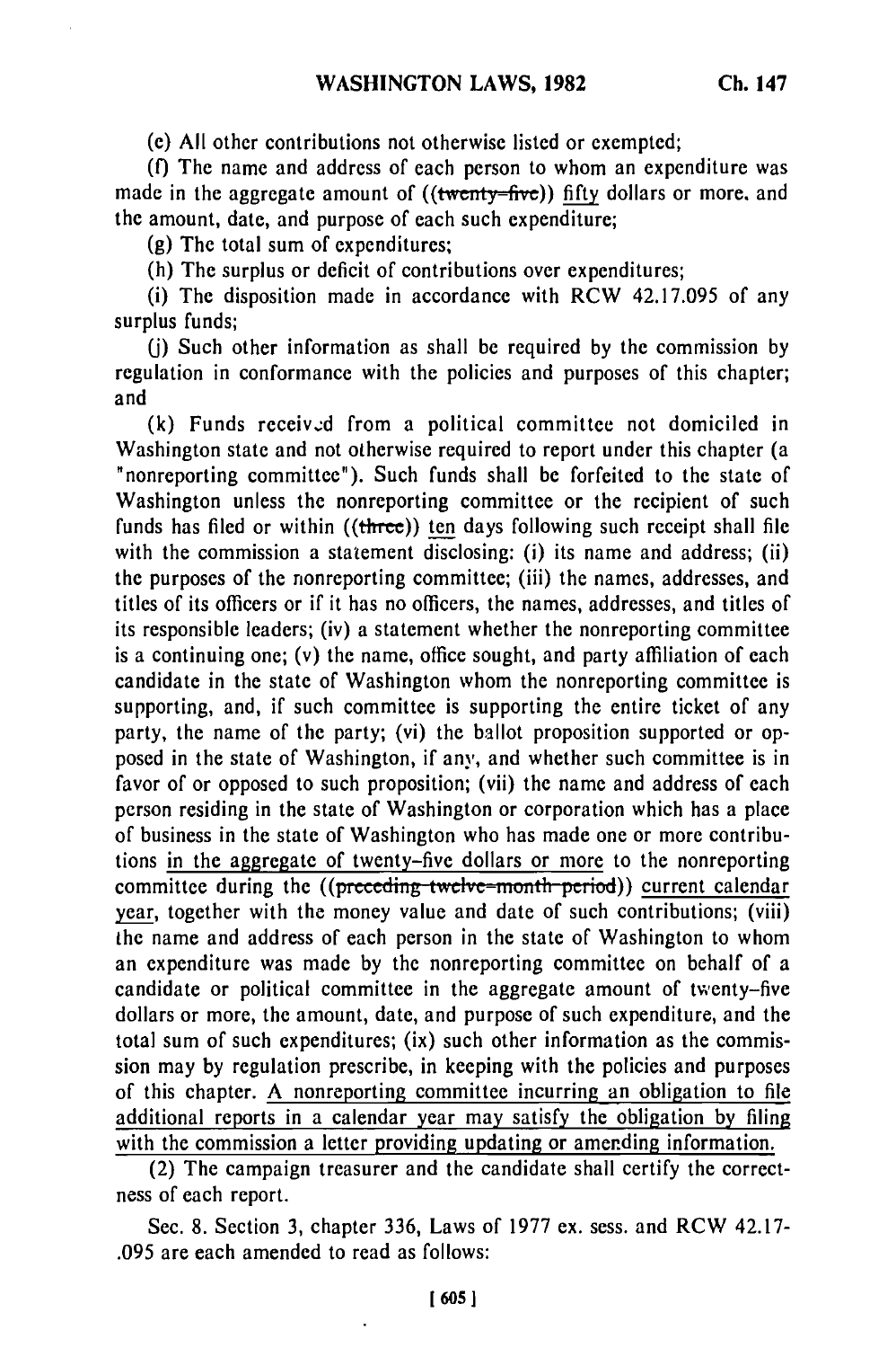(e) All other contributions not otherwise listed or exempted;

(f) The name and address of each person to whom an expenditure was made in the aggregate amount of ((~~twenty-five~~)) fifty dollars or more, and the amount, date, and purpose of each such expenditure;

(g) The total sum of expenditures;

(h) The surplus or deficit of contributions over expenditures;

(i) The disposition made in accordance with RCW 42.17.095 of any surplus funds;

(j) Such other information as shall be required by the commission by regulation in conformance with the policies and purposes of this chapter; and

(k) Funds received from a political committee not domiciled in Washington state and not otherwise required to report under this chapter (a "nonreporting committee"). Such funds shall be forfeited to the state of Washington unless the nonreporting committee or the recipient of such funds has filed or within ((~~three~~)) ten days following such receipt shall file with the commission a statement disclosing: (i) its name and address; (ii) the purposes of the nonreporting committee; (iii) the names, addresses, and titles of its officers or if it has no officers, the names, addresses, and titles of its responsible leaders; (iv) a statement whether the nonreporting committee is a continuing one; (v) the name, office sought, and party affiliation of each candidate in the state of Washington whom the nonreporting committee is supporting, and, if such committee is supporting the entire ticket of any party, the name of the party; (vi) the ballot proposition supported or opposed in the state of Washington, if any, and whether such committee is in favor of or opposed to such proposition; (vii) the name and address of each person residing in the state of Washington or corporation which has a place of business in the state of Washington who has made one or more contributions in the aggregate of twenty-five dollars or more to the nonreporting committee during the ((~~preceding twelve-month period~~)) current calendar year, together with the money value and date of such contributions; (viii) the name and address of each person in the state of Washington to whom an expenditure was made by the nonreporting committee on behalf of a candidate or political committee in the aggregate amount of twenty-five dollars or more, the amount, date, and purpose of such expenditure, and the total sum of such expenditures; (ix) such other information as the commission may by regulation prescribe, in keeping with the policies and purposes of this chapter. A nonreporting committee incurring an obligation to file additional reports in a calendar year may satisfy the obligation by filing with the commission a letter providing updating or amending information.

(2) The campaign treasurer and the candidate shall certify the correctness of each report.

Sec. 8. Section 3, chapter 336, Laws of 1977 ex. sess. and RCW 42.17.095 are each amended to read as follows: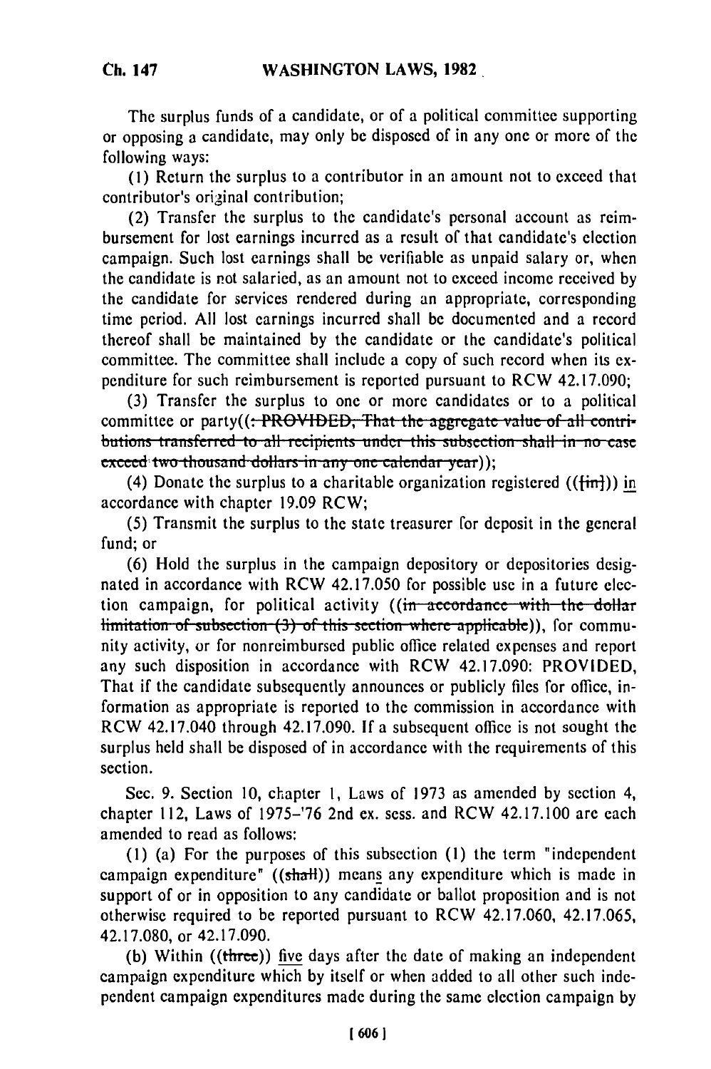The surplus funds of a candidate, or of a political committee supporting or opposing a candidate, may only be disposed of in any one or more of the following ways:

(1) Return the surplus to a contributor in an amount not to exceed that contributor's original contribution;

(2) Transfer the surplus to the candidate's personal account as reimbursement for lost earnings incurred as a result of that candidate's election campaign. Such lost earnings shall be verifiable as unpaid salary or, when the candidate is not salaried, as an amount not to exceed income received by the candidate for services rendered during an appropriate, corresponding time period. All lost earnings incurred shall be documented and a record thereof shall be maintained by the candidate or the candidate's political committee. The committee shall include a copy of such record when its expenditure for such reimbursement is reported pursuant to RCW 42.17.090;

(3) Transfer the surplus to one or more candidates or to a political committee or party((~~: PROVIDED, That the aggregate value of all contributions transferred to all recipients under this subsection shall in no case exceed two thousand dollars in any one calendar year~~));

(4) Donate the surplus to a charitable organization registered ((~~[in]~~)) in accordance with chapter 19.09 RCW;

(5) Transmit the surplus to the state treasurer for deposit in the general fund; or

(6) Hold the surplus in the campaign depository or depositories designated in accordance with RCW 42.17.050 for possible use in a future election campaign, for political activity ((~~in accordance with the dollar limitation of subsection (3) of this section where applicable~~)), for community activity, or for nonreimbursed public office related expenses and report any such disposition in accordance with RCW 42.17.090: PROVIDED, That if the candidate subsequently announces or publicly files for office, information as appropriate is reported to the commission in accordance with RCW 42.17.040 through 42.17.090. If a subsequent office is not sought the surplus held shall be disposed of in accordance with the requirements of this section.

Sec. 9. Section 10, chapter 1, Laws of 1973 as amended by section 4, chapter 112, Laws of 1975–'76 2nd ex. sess. and RCW 42.17.100 are each amended to read as follows:

(1) (a) For the purposes of this subsection (1) the term "independent campaign expenditure" ((~~shall~~)) means any expenditure which is made in support of or in opposition to any candidate or ballot proposition and is not otherwise required to be reported pursuant to RCW 42.17.060, 42.17.065, 42.17.080, or 42.17.090.

(b) Within ((~~three~~)) five days after the date of making an independent campaign expenditure which by itself or when added to all other such independent campaign expenditures made during the same election campaign by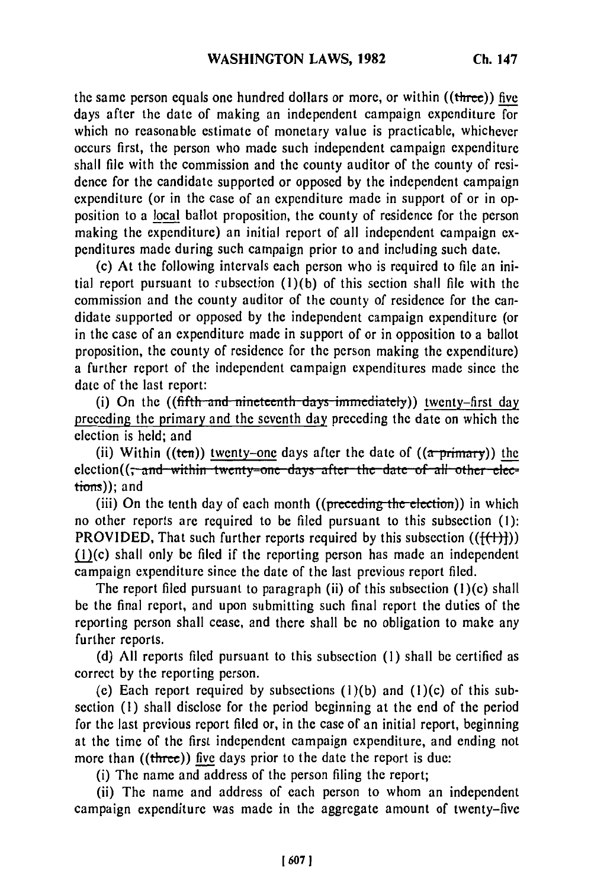the same person equals one hundred dollars or more, or within ((three)) five days after the date of making an independent campaign expenditure for which no reasonable estimate of monetary value is practicable, whichever occurs first, the person who made such independent campaign expenditure shall file with the commission and the county auditor of the county of residence for the candidate supported or opposed by the independent campaign expenditure (or in the case of an expenditure made in support of or in opposition to a local ballot proposition, the county of residence for the person making the expenditure) an initial report of all independent campaign expenditures made during such campaign prior to and including such date.

(c) At the following intervals each person who is required to file an initial report pursuant to subsection (1)(b) of this section shall file with the commission and the county auditor of the county of residence for the candidate supported or opposed by the independent campaign expenditure (or in the case of an expenditure made in support of or in opposition to a ballot proposition, the county of residence for the person making the expenditure) a further report of the independent campaign expenditures made since the date of the last report:

(i) On the ((~~fifth and nineteenth days immediately~~)) twenty-first day preceding the primary and the seventh day preceding the date on which the election is held; and

(ii) Within ((~~ten~~)) twenty-one days after the date of ((~~a primary~~)) the election((~~, and within twenty-one days after the date of all other elections~~)); and

(iii) On the tenth day of each month ((~~preceding the election~~)) in which no other reports are required to be filed pursuant to this subsection (1): PROVIDED, That such further reports required by this subsection ((~~[(1)]~~)) (1)(c) shall only be filed if the reporting person has made an independent campaign expenditure since the date of the last previous report filed.

The report filed pursuant to paragraph (ii) of this subsection (1)(c) shall be the final report, and upon submitting such final report the duties of the reporting person shall cease, and there shall be no obligation to make any further reports.

(d) All reports filed pursuant to this subsection (1) shall be certified as correct by the reporting person.

(e) Each report required by subsections (1)(b) and (1)(c) of this subsection (1) shall disclose for the period beginning at the end of the period for the last previous report filed or, in the case of an initial report, beginning at the time of the first independent campaign expenditure, and ending not more than ((~~three~~)) five days prior to the date the report is due:

(i) The name and address of the person filing the report;

(ii) The name and address of each person to whom an independent campaign expenditure was made in the aggregate amount of twenty-five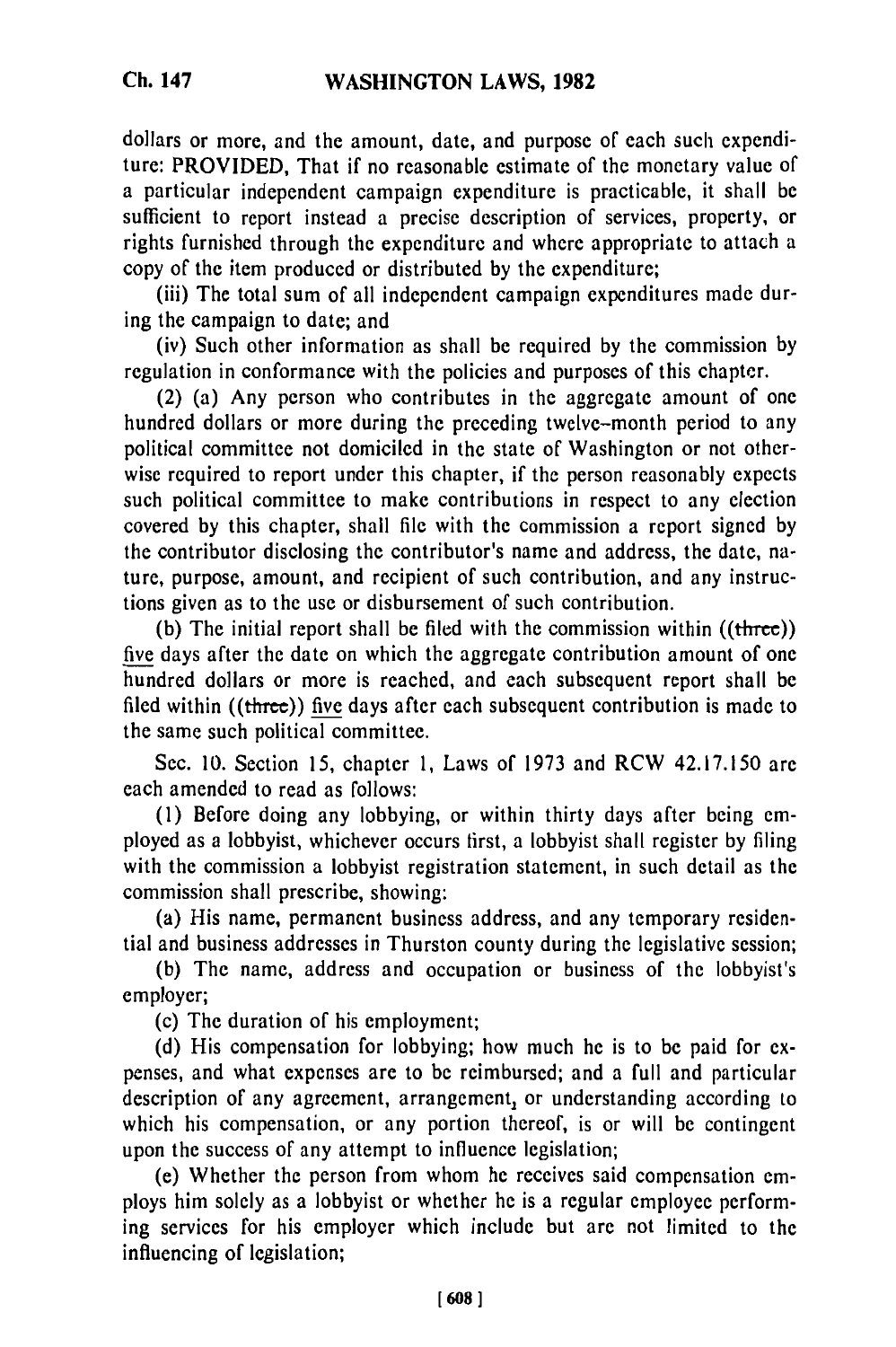dollars or more, and the amount, date, and purpose of each such expenditure: PROVIDED, That if no reasonable estimate of the monetary value of a particular independent campaign expenditure is practicable, it shall be sufficient to report instead a precise description of services, property, or rights furnished through the expenditure and where appropriate to attach a copy of the item produced or distributed by the expenditure;

(iii) The total sum of all independent campaign expenditures made during the campaign to date; and

(iv) Such other information as shall be required by the commission by regulation in conformance with the policies and purposes of this chapter.

(2) (a) Any person who contributes in the aggregate amount of one hundred dollars or more during the preceding twelve-month period to any political committee not domiciled in the state of Washington or not otherwise required to report under this chapter, if the person reasonably expects such political committee to make contributions in respect to any election covered by this chapter, shall file with the commission a report signed by the contributor disclosing the contributor's name and address, the date, nature, purpose, amount, and recipient of such contribution, and any instructions given as to the use or disbursement of such contribution.

(b) The initial report shall be filed with the commission within ((~~three~~)) <u>five</u> days after the date on which the aggregate contribution amount of one hundred dollars or more is reached, and each subsequent report shall be filed within ((~~three~~)) <u>five</u> days after each subsequent contribution is made to the same such political committee.

Sec. 10. Section 15, chapter 1, Laws of 1973 and RCW 42.17.150 are each amended to read as follows:

(1) Before doing any lobbying, or within thirty days after being employed as a lobbyist, whichever occurs first, a lobbyist shall register by filing with the commission a lobbyist registration statement, in such detail as the commission shall prescribe, showing:

(a) His name, permanent business address, and any temporary residential and business addresses in Thurston county during the legislative session;

(b) The name, address and occupation or business of the lobbyist's employer;

(c) The duration of his employment;

(d) His compensation for lobbying; how much he is to be paid for expenses, and what expenses are to be reimbursed; and a full and particular description of any agreement, arrangement, or understanding according to which his compensation, or any portion thereof, is or will be contingent upon the success of any attempt to influence legislation;

(e) Whether the person from whom he receives said compensation employs him solely as a lobbyist or whether he is a regular employee performing services for his employer which include but are not limited to the influencing of legislation;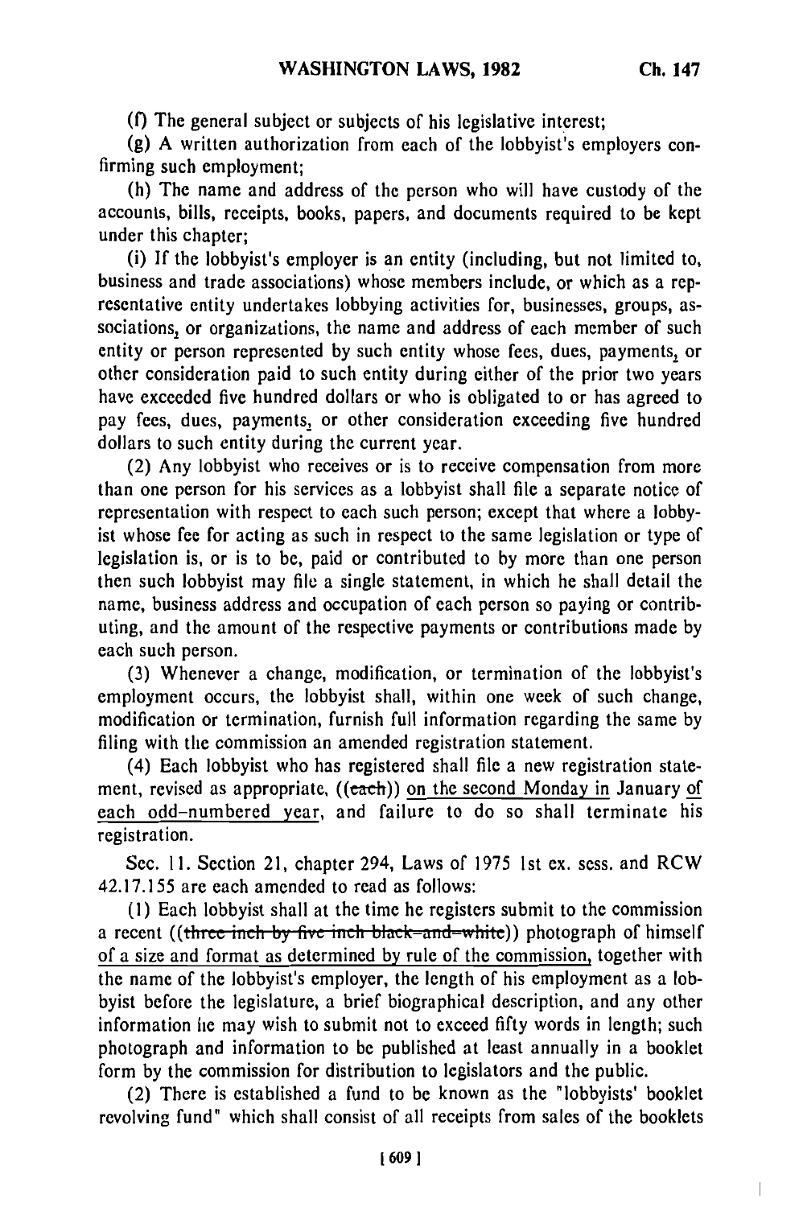(f) The general subject or subjects of his legislative interest;

(g) A written authorization from each of the lobbyist's employers confirming such employment;

(h) The name and address of the person who will have custody of the accounts, bills, receipts, books, papers, and documents required to be kept under this chapter;

(i) If the lobbyist's employer is an entity (including, but not limited to, business and trade associations) whose members include, or which as a representative entity undertakes lobbying activities for, businesses, groups, associations, or organizations, the name and address of each member of such entity or person represented by such entity whose fees, dues, payments, or other consideration paid to such entity during either of the prior two years have exceeded five hundred dollars or who is obligated to or has agreed to pay fees, dues, payments, or other consideration exceeding five hundred dollars to such entity during the current year.

(2) Any lobbyist who receives or is to receive compensation from more than one person for his services as a lobbyist shall file a separate notice of representation with respect to each such person; except that where a lobbyist whose fee for acting as such in respect to the same legislation or type of legislation is, or is to be, paid or contributed to by more than one person then such lobbyist may file a single statement, in which he shall detail the name, business address and occupation of each person so paying or contributing, and the amount of the respective payments or contributions made by each such person.

(3) Whenever a change, modification, or termination of the lobbyist's employment occurs, the lobbyist shall, within one week of such change, modification or termination, furnish full information regarding the same by filing with the commission an amended registration statement.

(4) Each lobbyist who has registered shall file a new registration statement, revised as appropriate, ((~~each~~)) on the second Monday in January of each odd-numbered year, and failure to do so shall terminate his registration.

Sec. 11. Section 21, chapter 294, Laws of 1975 1st ex. sess. and RCW 42.17.155 are each amended to read as follows:

(1) Each lobbyist shall at the time he registers submit to the commission a recent ((~~three inch by five inch black-and-white~~)) photograph of himself of a size and format as determined by rule of the commission, together with the name of the lobbyist's employer, the length of his employment as a lobbyist before the legislature, a brief biographical description, and any other information he may wish to submit not to exceed fifty words in length; such photograph and information to be published at least annually in a booklet form by the commission for distribution to legislators and the public.

(2) There is established a fund to be known as the "lobbyists' booklet revolving fund" which shall consist of all receipts from sales of the booklets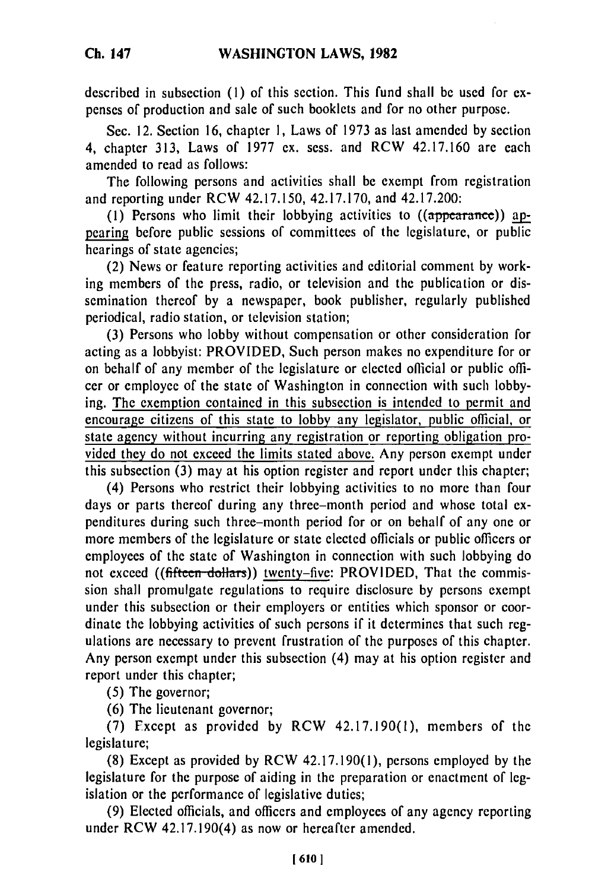described in subsection (1) of this section. This fund shall be used for expenses of production and sale of such booklets and for no other purpose.

Sec. 12. Section 16, chapter 1, Laws of 1973 as last amended by section 4, chapter 313, Laws of 1977 ex. sess. and RCW 42.17.160 are each amended to read as follows:

The following persons and activities shall be exempt from registration and reporting under RCW 42.17.150, 42.17.170, and 42.17.200:

(1) Persons who limit their lobbying activities to ((~~appearance~~)) appearing before public sessions of committees of the legislature, or public hearings of state agencies;

(2) News or feature reporting activities and editorial comment by working members of the press, radio, or television and the publication or dissemination thereof by a newspaper, book publisher, regularly published periodical, radio station, or television station;

(3) Persons who lobby without compensation or other consideration for acting as a lobbyist: PROVIDED, Such person makes no expenditure for or on behalf of any member of the legislature or elected official or public officer or employee of the state of Washington in connection with such lobbying. The exemption contained in this subsection is intended to permit and encourage citizens of this state to lobby any legislator, public official, or state agency without incurring any registration or reporting obligation provided they do not exceed the limits stated above. Any person exempt under this subsection (3) may at his option register and report under this chapter;

(4) Persons who restrict their lobbying activities to no more than four days or parts thereof during any three-month period and whose total expenditures during such three-month period for or on behalf of any one or more members of the legislature or state elected officials or public officers or employees of the state of Washington in connection with such lobbying do not exceed ((~~fifteen dollars~~)) twenty-five: PROVIDED, That the commission shall promulgate regulations to require disclosure by persons exempt under this subsection or their employers or entities which sponsor or coordinate the lobbying activities of such persons if it determines that such regulations are necessary to prevent frustration of the purposes of this chapter. Any person exempt under this subsection (4) may at his option register and report under this chapter;

(5) The governor;

(6) The lieutenant governor;

(7) Except as provided by RCW 42.17.190(1), members of the legislature;

(8) Except as provided by RCW 42.17.190(1), persons employed by the legislature for the purpose of aiding in the preparation or enactment of legislation or the performance of legislative duties;

(9) Elected officials, and officers and employees of any agency reporting under RCW 42.17.190(4) as now or hereafter amended.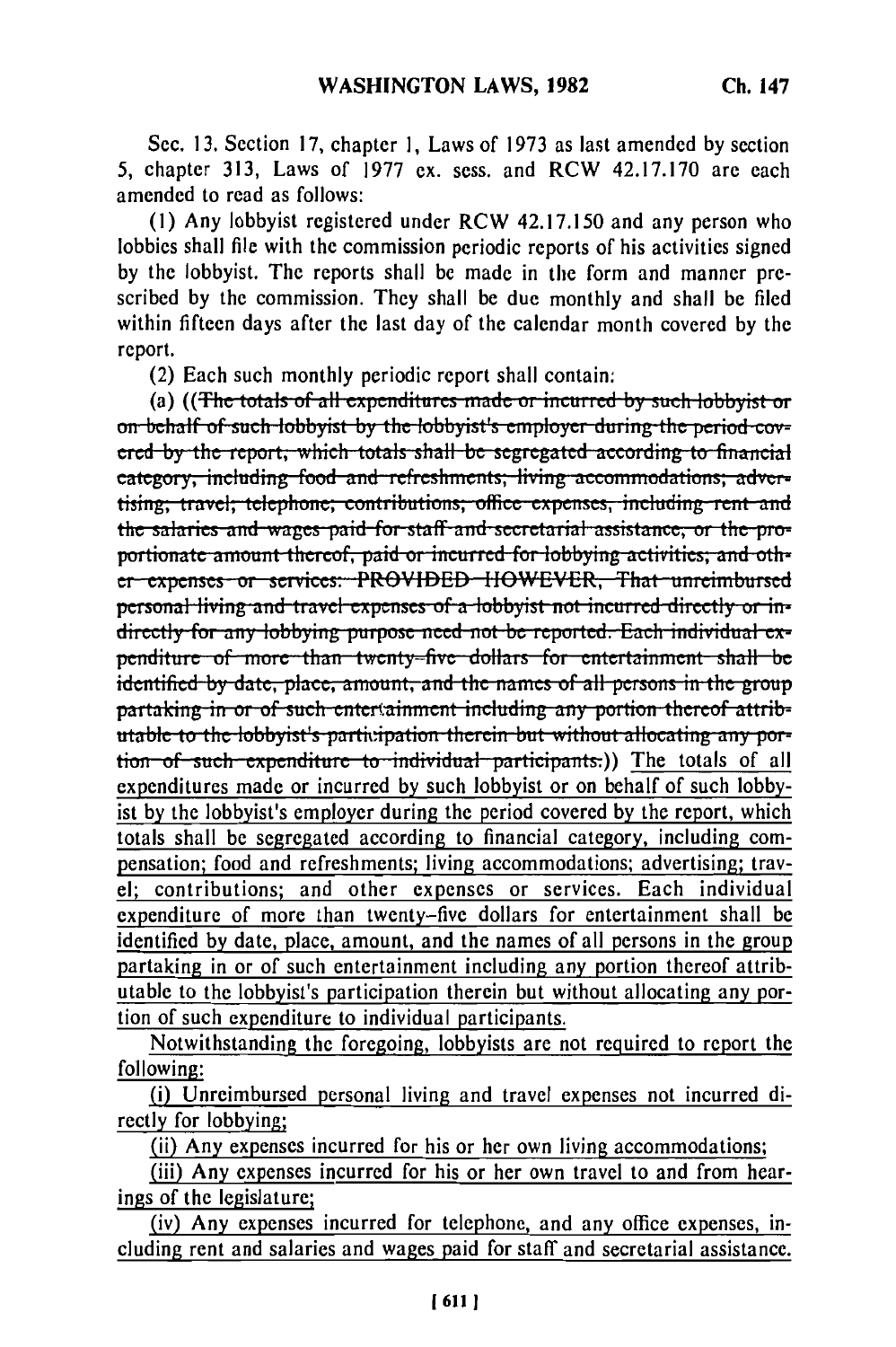Sec. 13. Section 17, chapter 1, Laws of 1973 as last amended by section 5, chapter 313, Laws of 1977 ex. sess. and RCW 42.17.170 are each amended to read as follows:

(1) Any lobbyist registered under RCW 42.17.150 and any person who lobbies shall file with the commission periodic reports of his activities signed by the lobbyist. The reports shall be made in the form and manner prescribed by the commission. They shall be due monthly and shall be filed within fifteen days after the last day of the calendar month covered by the report.

(2) Each such monthly periodic report shall contain:

(a) ((~~The totals of all expenditures made or incurred by such lobbyist or on behalf of such lobbyist by the lobbyist's employer during the period covered by the report, which totals shall be segregated according to financial category, including food and refreshments; living accommodations; advertising; travel; telephone; contributions; office expenses, including rent and the salaries and wages paid for staff and secretarial assistance, or the proportionate amount thereof, paid or incurred for lobbying activities; and other expenses or services: PROVIDED HOWEVER, That unreimbursed personal living and travel expenses of a lobbyist not incurred directly or indirectly for any lobbying purpose need not be reported. Each individual expenditure of more than twenty-five dollars for entertainment shall be identified by date, place, amount, and the names of all persons in the group partaking in or of such entertainment including any portion thereof attributable to the lobbyist's participation therein but without allocating any portion of such expenditure to individual participants.~~)) <u>The totals of all expenditures made or incurred by such lobbyist or on behalf of such lobbyist by the lobbyist's employer during the period covered by the report, which totals shall be segregated according to financial category, including compensation; food and refreshments; living accommodations; advertising; travel; contributions; and other expenses or services. Each individual expenditure of more than twenty-five dollars for entertainment shall be identified by date, place, amount, and the names of all persons in the group partaking in or of such entertainment including any portion thereof attributable to the lobbyist's participation therein but without allocating any portion of such expenditure to individual participants.</u>

<u>Notwithstanding the foregoing, lobbyists are not required to report the following:</u>

<u>(i) Unreimbursed personal living and travel expenses not incurred directly for lobbying;</u>

<u>(ii) Any expenses incurred for his or her own living accommodations;</u>

<u>(iii) Any expenses incurred for his or her own travel to and from hearings of the legislature;</u>

<u>(iv) Any expenses incurred for telephone, and any office expenses, including rent and salaries and wages paid for staff and secretarial assistance.</u>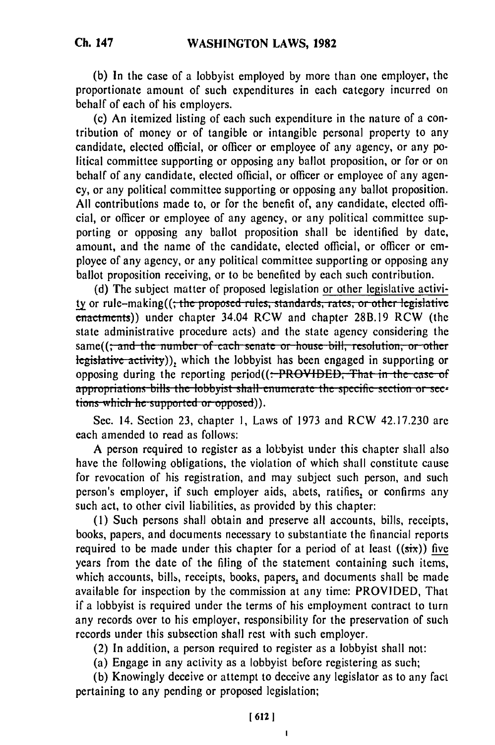(b) In the case of a lobbyist employed by more than one employer, the proportionate amount of such expenditures in each category incurred on behalf of each of his employers.

(c) An itemized listing of each such expenditure in the nature of a contribution of money or of tangible or intangible personal property to any candidate, elected official, or officer or employee of any agency, or any political committee supporting or opposing any ballot proposition, or for or on behalf of any candidate, elected official, or officer or employee of any agency, or any political committee supporting or opposing any ballot proposition. All contributions made to, or for the benefit of, any candidate, elected official, or officer or employee of any agency, or any political committee supporting or opposing any ballot proposition shall be identified by date, amount, and the name of the candidate, elected official, or officer or employee of any agency, or any political committee supporting or opposing any ballot proposition receiving, or to be benefited by each such contribution.

(d) The subject matter of proposed legislation or other legislative activity or rule-making((~~; the proposed rules, standards, rates, or other legislative enactments~~)) under chapter 34.04 RCW and chapter 28B.19 RCW (the state administrative procedure acts) and the state agency considering the same((~~; and the number of each senate or house bill, resolution, or other legislative activity~~)), which the lobbyist has been engaged in supporting or opposing during the reporting period((~~: PROVIDED, That in the case of appropriations bills the lobbyist shall enumerate the specific section or sections which he supported or opposed~~)).

Sec. 14. Section 23, chapter 1, Laws of 1973 and RCW 42.17.230 are each amended to read as follows:

A person required to register as a lobbyist under this chapter shall also have the following obligations, the violation of which shall constitute cause for revocation of his registration, and may subject such person, and such person's employer, if such employer aids, abets, ratifies, or confirms any such act, to other civil liabilities, as provided by this chapter:

(1) Such persons shall obtain and preserve all accounts, bills, receipts, books, papers, and documents necessary to substantiate the financial reports required to be made under this chapter for a period of at least ((~~six~~)) five years from the date of the filing of the statement containing such items, which accounts, bills, receipts, books, papers, and documents shall be made available for inspection by the commission at any time: PROVIDED, That if a lobbyist is required under the terms of his employment contract to turn any records over to his employer, responsibility for the preservation of such records under this subsection shall rest with such employer.

(2) In addition, a person required to register as a lobbyist shall not:

(a) Engage in any activity as a lobbyist before registering as such;

(b) Knowingly deceive or attempt to deceive any legislator as to any fact pertaining to any pending or proposed legislation;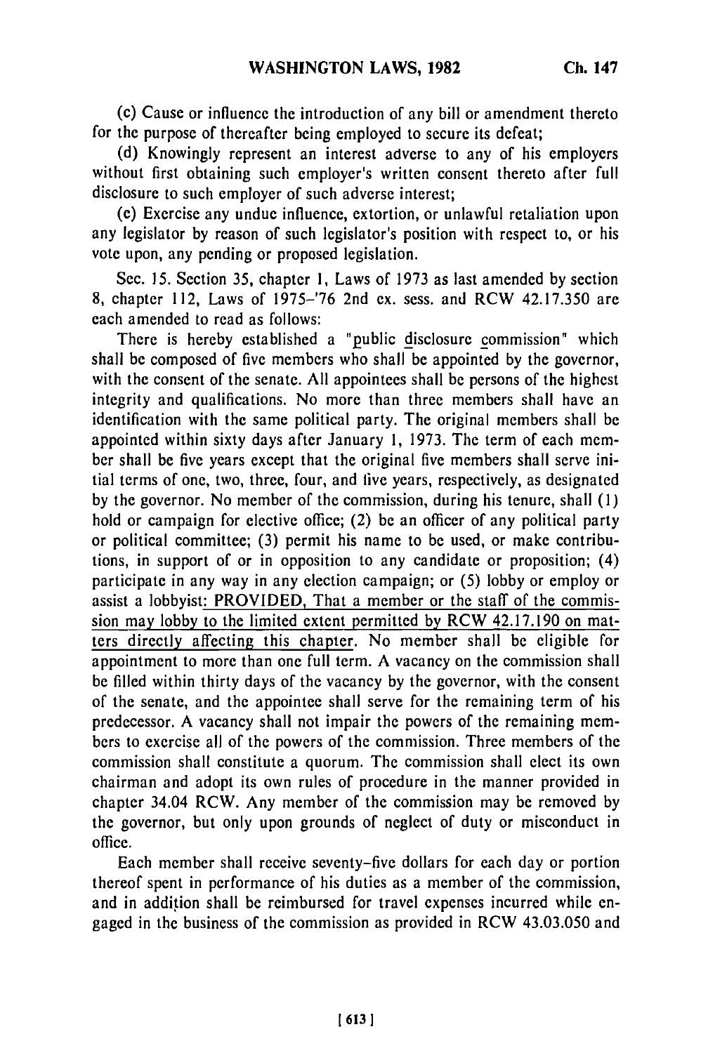(c) Cause or influence the introduction of any bill or amendment thereto for the purpose of thereafter being employed to secure its defeat;

(d) Knowingly represent an interest adverse to any of his employers without first obtaining such employer's written consent thereto after full disclosure to such employer of such adverse interest;

(e) Exercise any undue influence, extortion, or unlawful retaliation upon any legislator by reason of such legislator's position with respect to, or his vote upon, any pending or proposed legislation.

Sec. 15. Section 35, chapter 1, Laws of 1973 as last amended by section 8, chapter 112, Laws of 1975-'76 2nd ex. sess. and RCW 42.17.350 are each amended to read as follows:

There is hereby established a "public disclosure commission" which shall be composed of five members who shall be appointed by the governor, with the consent of the senate. All appointees shall be persons of the highest integrity and qualifications. No more than three members shall have an identification with the same political party. The original members shall be appointed within sixty days after January 1, 1973. The term of each member shall be five years except that the original five members shall serve initial terms of one, two, three, four, and five years, respectively, as designated by the governor. No member of the commission, during his tenure, shall (1) hold or campaign for elective office; (2) be an officer of any political party or political committee; (3) permit his name to be used, or make contributions, in support of or in opposition to any candidate or proposition; (4) participate in any way in any election campaign; or (5) lobby or employ or assist a lobbyist: PROVIDED, That a member or the staff of the commission may lobby to the limited extent permitted by RCW 42.17.190 on matters directly affecting this chapter. No member shall be eligible for appointment to more than one full term. A vacancy on the commission shall be filled within thirty days of the vacancy by the governor, with the consent of the senate, and the appointee shall serve for the remaining term of his predecessor. A vacancy shall not impair the powers of the remaining members to exercise all of the powers of the commission. Three members of the commission shall constitute a quorum. The commission shall elect its own chairman and adopt its own rules of procedure in the manner provided in chapter 34.04 RCW. Any member of the commission may be removed by the governor, but only upon grounds of neglect of duty or misconduct in office.

Each member shall receive seventy-five dollars for each day or portion thereof spent in performance of his duties as a member of the commission, and in addition shall be reimbursed for travel expenses incurred while engaged in the business of the commission as provided in RCW 43.03.050 and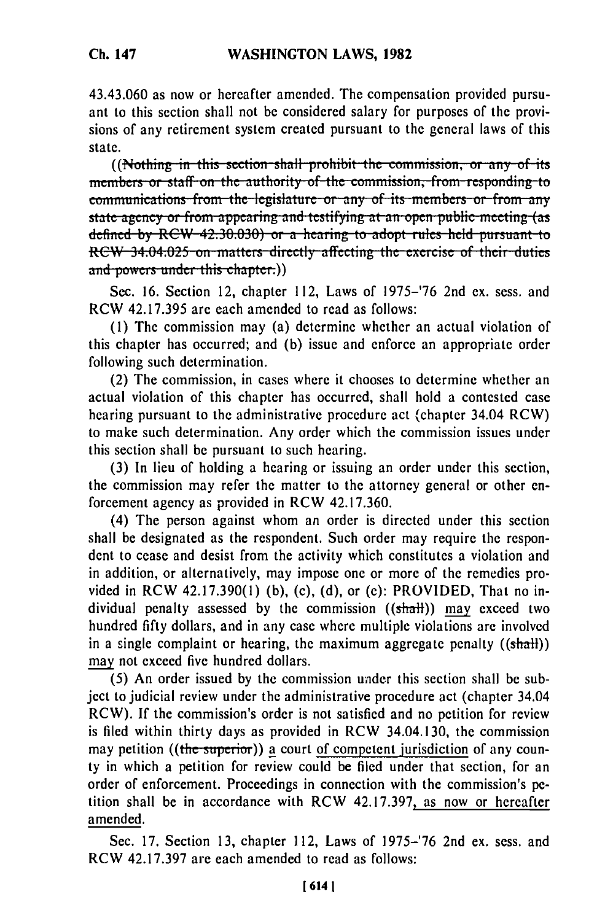43.43.060 as now or hereafter amended. The compensation provided pursuant to this section shall not be considered salary for purposes of the provisions of any retirement system created pursuant to the general laws of this state.

((~~Nothing in this section shall prohibit the commission, or any of its members or staff on the authority of the commission, from responding to communications from the legislature or any of its members or from any state agency or from appearing and testifying at an open public meeting (as defined by RCW 42.30.030) or a hearing to adopt rules held pursuant to RCW 34.04.025 on matters directly affecting the exercise of their duties and powers under this chapter.~~))

Sec. 16. Section 12, chapter 112, Laws of 1975-'76 2nd ex. sess. and RCW 42.17.395 are each amended to read as follows:

(1) The commission may (a) determine whether an actual violation of this chapter has occurred; and (b) issue and enforce an appropriate order following such determination.

(2) The commission, in cases where it chooses to determine whether an actual violation of this chapter has occurred, shall hold a contested case hearing pursuant to the administrative procedure act (chapter 34.04 RCW) to make such determination. Any order which the commission issues under this section shall be pursuant to such hearing.

(3) In lieu of holding a hearing or issuing an order under this section, the commission may refer the matter to the attorney general or other enforcement agency as provided in RCW 42.17.360.

(4) The person against whom an order is directed under this section shall be designated as the respondent. Such order may require the respondent to cease and desist from the activity which constitutes a violation and in addition, or alternatively, may impose one or more of the remedies provided in RCW 42.17.390(1) (b), (c), (d), or (e): PROVIDED, That no individual penalty assessed by the commission ((~~shall~~)) <u>may</u> exceed two hundred fifty dollars, and in any case where multiple violations are involved in a single complaint or hearing, the maximum aggregate penalty ((~~shall~~)) <u>may</u> not exceed five hundred dollars.

(5) An order issued by the commission under this section shall be subject to judicial review under the administrative procedure act (chapter 34.04 RCW). If the commission's order is not satisfied and no petition for review is filed within thirty days as provided in RCW 34.04.130, the commission may petition ((~~the superior~~)) <u>a</u> court <u>of competent jurisdiction</u> of any county in which a petition for review could be filed under that section, for an order of enforcement. Proceedings in connection with the commission's petition shall be in accordance with RCW 42.17.397<u>, as now or hereafter amended</u>.

Sec. 17. Section 13, chapter 112, Laws of 1975-'76 2nd ex. sess. and RCW 42.17.397 are each amended to read as follows: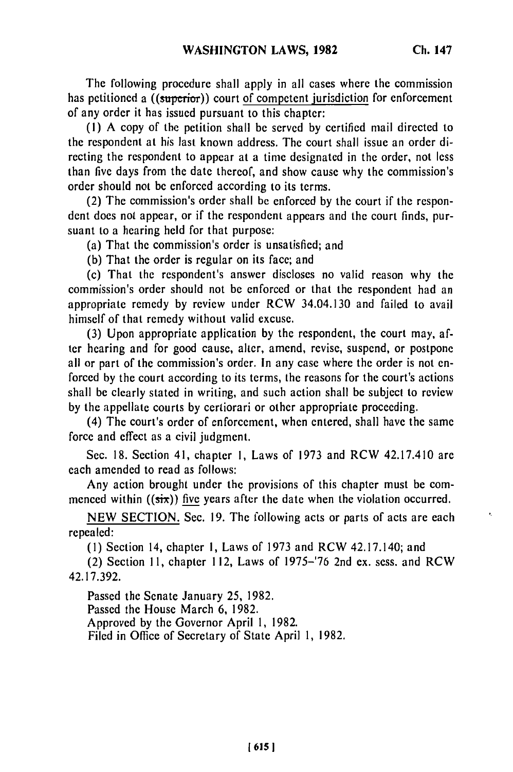The following procedure shall apply in all cases where the commission has petitioned a ((~~superior~~)) court <u>of competent jurisdiction</u> for enforcement of any order it has issued pursuant to this chapter:

(1) A copy of the petition shall be served by certified mail directed to the respondent at his last known address. The court shall issue an order directing the respondent to appear at a time designated in the order, not less than five days from the date thereof, and show cause why the commission's order should not be enforced according to its terms.

(2) The commission's order shall be enforced by the court if the respondent does not appear, or if the respondent appears and the court finds, pursuant to a hearing held for that purpose:

(a) That the commission's order is unsatisfied; and

(b) That the order is regular on its face; and

(c) That the respondent's answer discloses no valid reason why the commission's order should not be enforced or that the respondent had an appropriate remedy by review under RCW 34.04.130 and failed to avail himself of that remedy without valid excuse.

(3) Upon appropriate application by the respondent, the court may, after hearing and for good cause, alter, amend, revise, suspend, or postpone all or part of the commission's order. In any case where the order is not enforced by the court according to its terms, the reasons for the court's actions shall be clearly stated in writing, and such action shall be subject to review by the appellate courts by certiorari or other appropriate proceeding.

(4) The court's order of enforcement, when entered, shall have the same force and effect as a civil judgment.

Sec. 18. Section 41, chapter 1, Laws of 1973 and RCW 42.17.410 are each amended to read as follows:

Any action brought under the provisions of this chapter must be commenced within ((~~six~~)) <u>five</u> years after the date when the violation occurred.

<u>NEW SECTION.</u> Sec. 19. The following acts or parts of acts are each repealed:

(1) Section 14, chapter 1, Laws of 1973 and RCW 42.17.140; and

(2) Section 11, chapter 112, Laws of 1975–'76 2nd ex. sess. and RCW 42.17.392.

Passed the Senate January 25, 1982.
Passed the House March 6, 1982.
Approved by the Governor April 1, 1982.
Filed in Office of Secretary of State April 1, 1982.